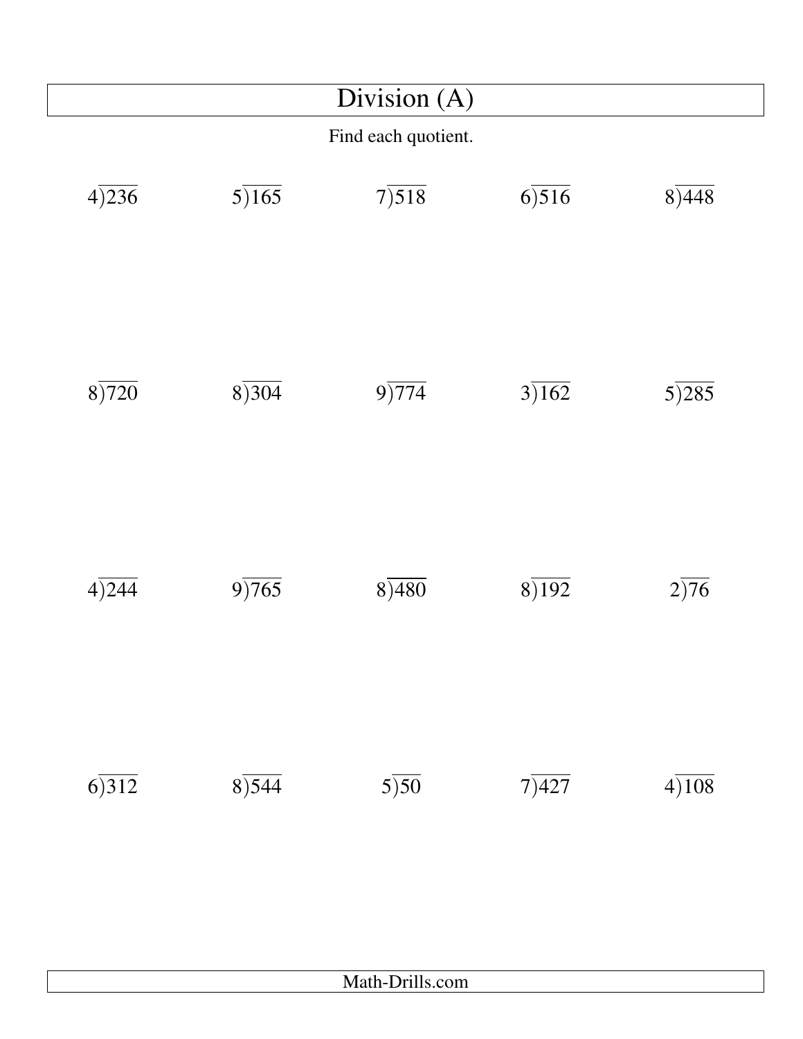# Division (A)

Find each quotient.

| | | | | |
|---|---|---|---|---|
| $4\overline{)236}$ | $5\overline{)165}$ | $7\overline{)518}$ | $6\overline{)516}$ | $8\overline{)448}$ |
| $8\overline{)720}$ | $8\overline{)304}$ | $9\overline{)774}$ | $3\overline{)162}$ | $5\overline{)285}$ |
| $4\overline{)244}$ | $9\overline{)765}$ | $8\overline{)480}$ | $8\overline{)192}$ | $2\overline{)76}$ |
| $6\overline{)312}$ | $8\overline{)544}$ | $5\overline{)50}$ | $7\overline{)427}$ | $4\overline{)108}$ |

Math-Drills.com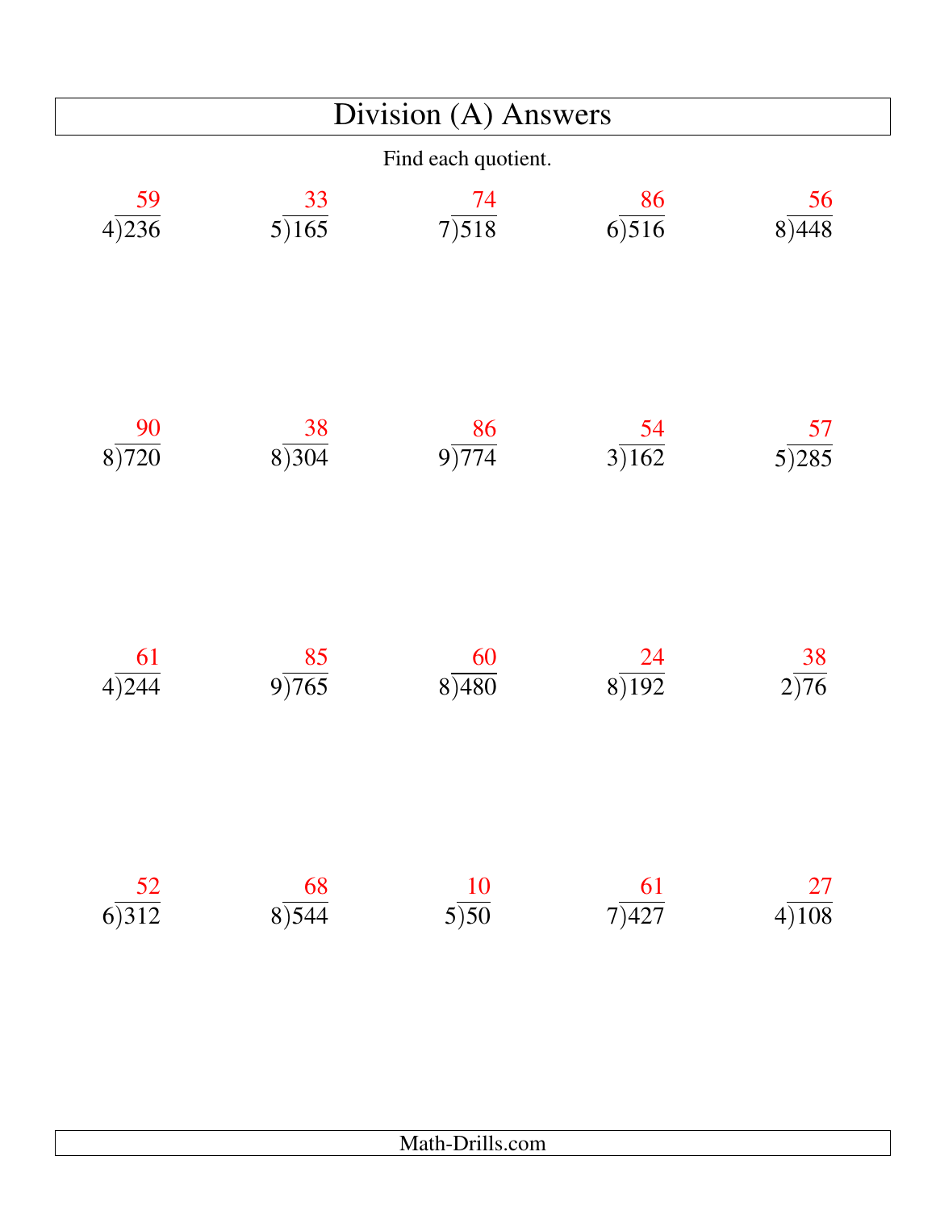# Division (A) Answers

Find each quotient.

| | | | | |
|---|---|---|---|---|
| $4\overline{)236}$ = 59 | $5\overline{)165}$ = 33 | $7\overline{)518}$ = 74 | $6\overline{)516}$ = 86 | $8\overline{)448}$ = 56 |
| $8\overline{)720}$ = 90 | $8\overline{)304}$ = 38 | $9\overline{)774}$ = 86 | $3\overline{)162}$ = 54 | $5\overline{)285}$ = 57 |
| $4\overline{)244}$ = 61 | $9\overline{)765}$ = 85 | $8\overline{)480}$ = 60 | $8\overline{)192}$ = 24 | $2\overline{)76}$ = 38 |
| $6\overline{)312}$ = 52 | $8\overline{)544}$ = 68 | $5\overline{)50}$ = 10 | $7\overline{)427}$ = 61 | $4\overline{)108}$ = 27 |

Math-Drills.com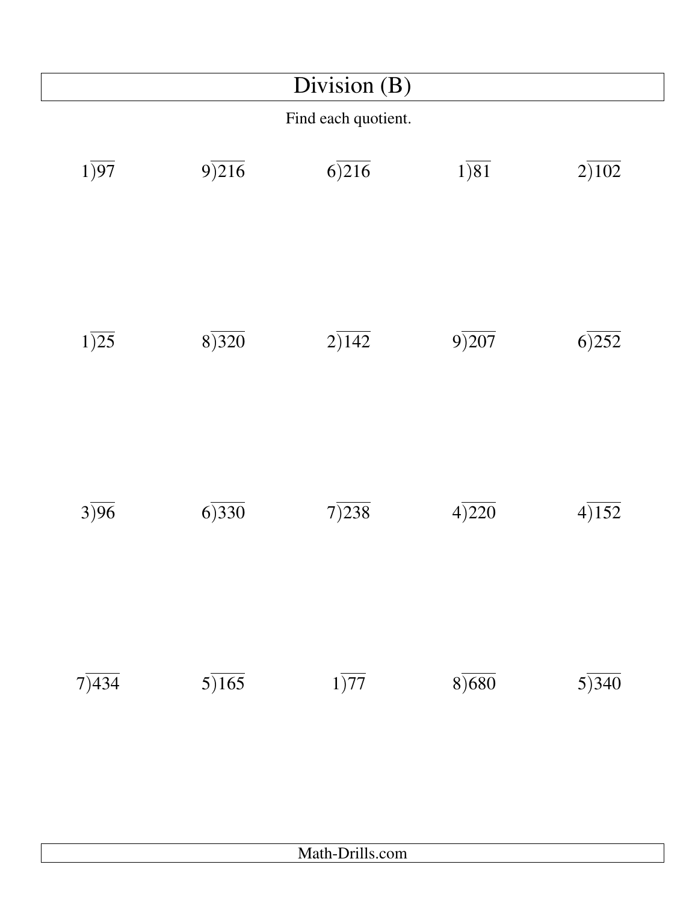# Division (B)

Find each quotient.

| | | | | |
|---|---|---|---|---|
| $1\overline{)97}$ | $9\overline{)216}$ | $6\overline{)216}$ | $1\overline{)81}$ | $2\overline{)102}$ |
| $1\overline{)25}$ | $8\overline{)320}$ | $2\overline{)142}$ | $9\overline{)207}$ | $6\overline{)252}$ |
| $3\overline{)96}$ | $6\overline{)330}$ | $7\overline{)238}$ | $4\overline{)220}$ | $4\overline{)152}$ |
| $7\overline{)434}$ | $5\overline{)165}$ | $1\overline{)77}$ | $8\overline{)680}$ | $5\overline{)340}$ |

Math-Drills.com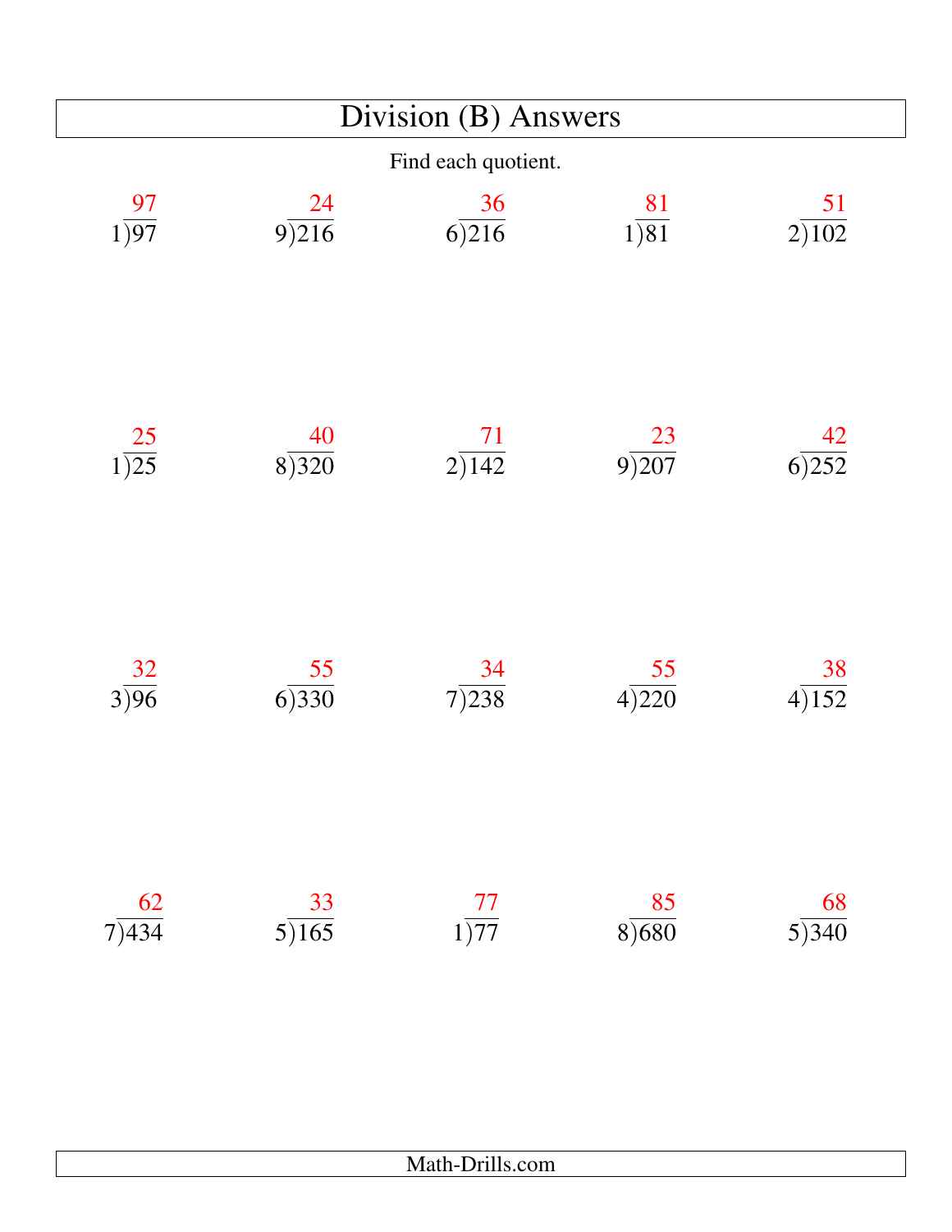# Division (B) Answers

Find each quotient.

| | | | | |
|---|---|---|---|---|
| $1\overline{)97}$ = 97 | $9\overline{)216}$ = 24 | $6\overline{)216}$ = 36 | $1\overline{)81}$ = 81 | $2\overline{)102}$ = 51 |
| $1\overline{)25}$ = 25 | $8\overline{)320}$ = 40 | $2\overline{)142}$ = 71 | $9\overline{)207}$ = 23 | $6\overline{)252}$ = 42 |
| $3\overline{)96}$ = 32 | $6\overline{)330}$ = 55 | $7\overline{)238}$ = 34 | $4\overline{)220}$ = 55 | $4\overline{)152}$ = 38 |
| $7\overline{)434}$ = 62 | $5\overline{)165}$ = 33 | $1\overline{)77}$ = 77 | $8\overline{)680}$ = 85 | $5\overline{)340}$ = 68 |

Math-Drills.com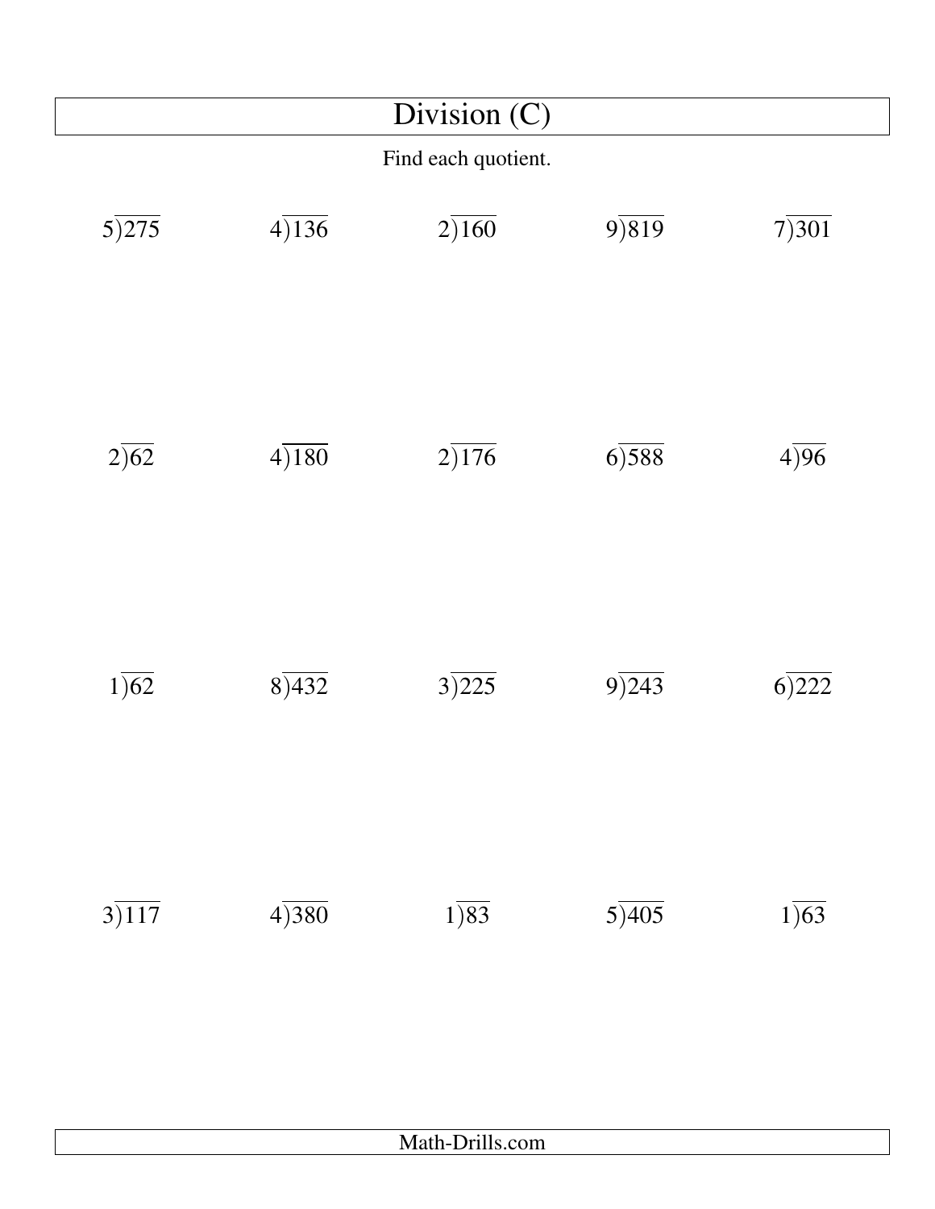# Division (C)

Find each quotient.

| | | | | |
|---|---|---|---|---|
| $5\overline{)275}$ | $4\overline{)136}$ | $2\overline{)160}$ | $9\overline{)819}$ | $7\overline{)301}$ |
| $2\overline{)62}$ | $4\overline{)180}$ | $2\overline{)176}$ | $6\overline{)588}$ | $4\overline{)96}$ |
| $1\overline{)62}$ | $8\overline{)432}$ | $3\overline{)225}$ | $9\overline{)243}$ | $6\overline{)222}$ |
| $3\overline{)117}$ | $4\overline{)380}$ | $1\overline{)83}$ | $5\overline{)405}$ | $1\overline{)63}$ |

Math-Drills.com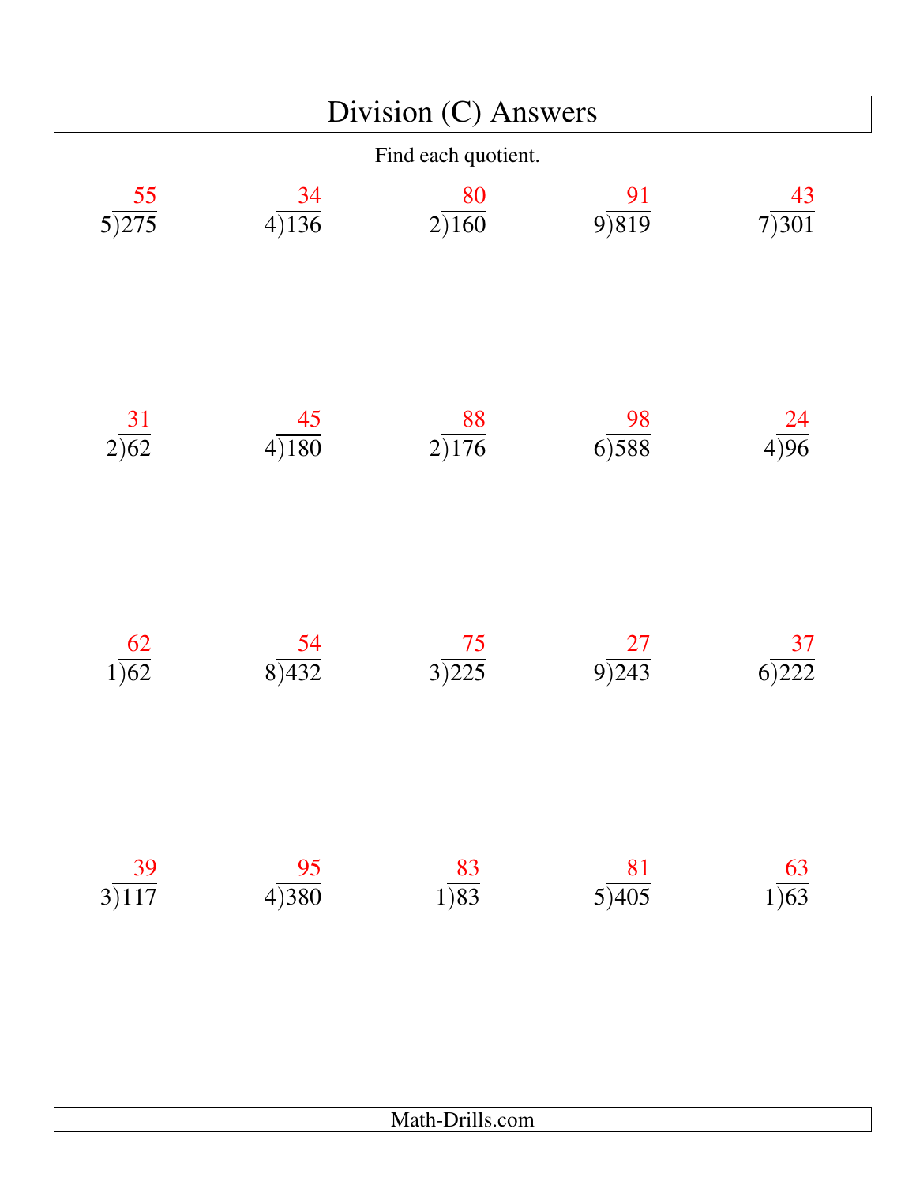# Division (C) Answers

Find each quotient.

| | | | | |
|---|---|---|---|---|
| $5 \overline{)275}$ = 55 | $4 \overline{)136}$ = 34 | $2 \overline{)160}$ = 80 | $9 \overline{)819}$ = 91 | $7 \overline{)301}$ = 43 |
| $2 \overline{)62}$ = 31 | $4 \overline{)180}$ = 45 | $2 \overline{)176}$ = 88 | $6 \overline{)588}$ = 98 | $4 \overline{)96}$ = 24 |
| $1 \overline{)62}$ = 62 | $8 \overline{)432}$ = 54 | $3 \overline{)225}$ = 75 | $9 \overline{)243}$ = 27 | $6 \overline{)222}$ = 37 |
| $3 \overline{)117}$ = 39 | $4 \overline{)380}$ = 95 | $1 \overline{)83}$ = 83 | $5 \overline{)405}$ = 81 | $1 \overline{)63}$ = 63 |

Math-Drills.com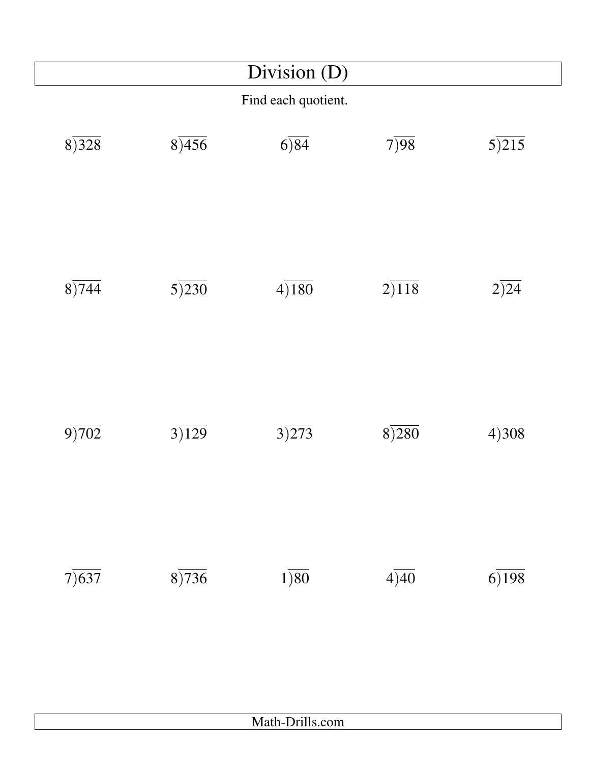# Division (D)

Find each quotient.

| | | | | |
|---|---|---|---|---|
| $8\overline{)328}$ | $8\overline{)456}$ | $6\overline{)84}$ | $7\overline{)98}$ | $5\overline{)215}$ |
| $8\overline{)744}$ | $5\overline{)230}$ | $4\overline{)180}$ | $2\overline{)118}$ | $2\overline{)24}$ |
| $9\overline{)702}$ | $3\overline{)129}$ | $3\overline{)273}$ | $8\overline{)280}$ | $4\overline{)308}$ |
| $7\overline{)637}$ | $8\overline{)736}$ | $1\overline{)80}$ | $4\overline{)40}$ | $6\overline{)198}$ |

Math-Drills.com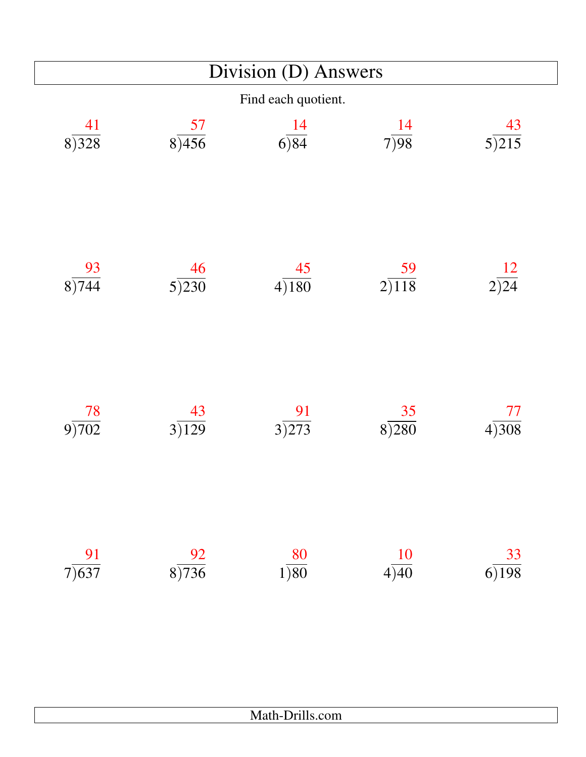# Division (D) Answers

Find each quotient.

| | | | | |
|---|---|---|---|---|
| $8\overline{)328}$ = 41 | $8\overline{)456}$ = 57 | $6\overline{)84}$ = 14 | $7\overline{)98}$ = 14 | $5\overline{)215}$ = 43 |
| $8\overline{)744}$ = 93 | $5\overline{)230}$ = 46 | $4\overline{)180}$ = 45 | $2\overline{)118}$ = 59 | $2\overline{)24}$ = 12 |
| $9\overline{)702}$ = 78 | $3\overline{)129}$ = 43 | $3\overline{)273}$ = 91 | $8\overline{)280}$ = 35 | $4\overline{)308}$ = 77 |
| $7\overline{)637}$ = 91 | $8\overline{)736}$ = 92 | $1\overline{)80}$ = 80 | $4\overline{)40}$ = 10 | $6\overline{)198}$ = 33 |

Math-Drills.com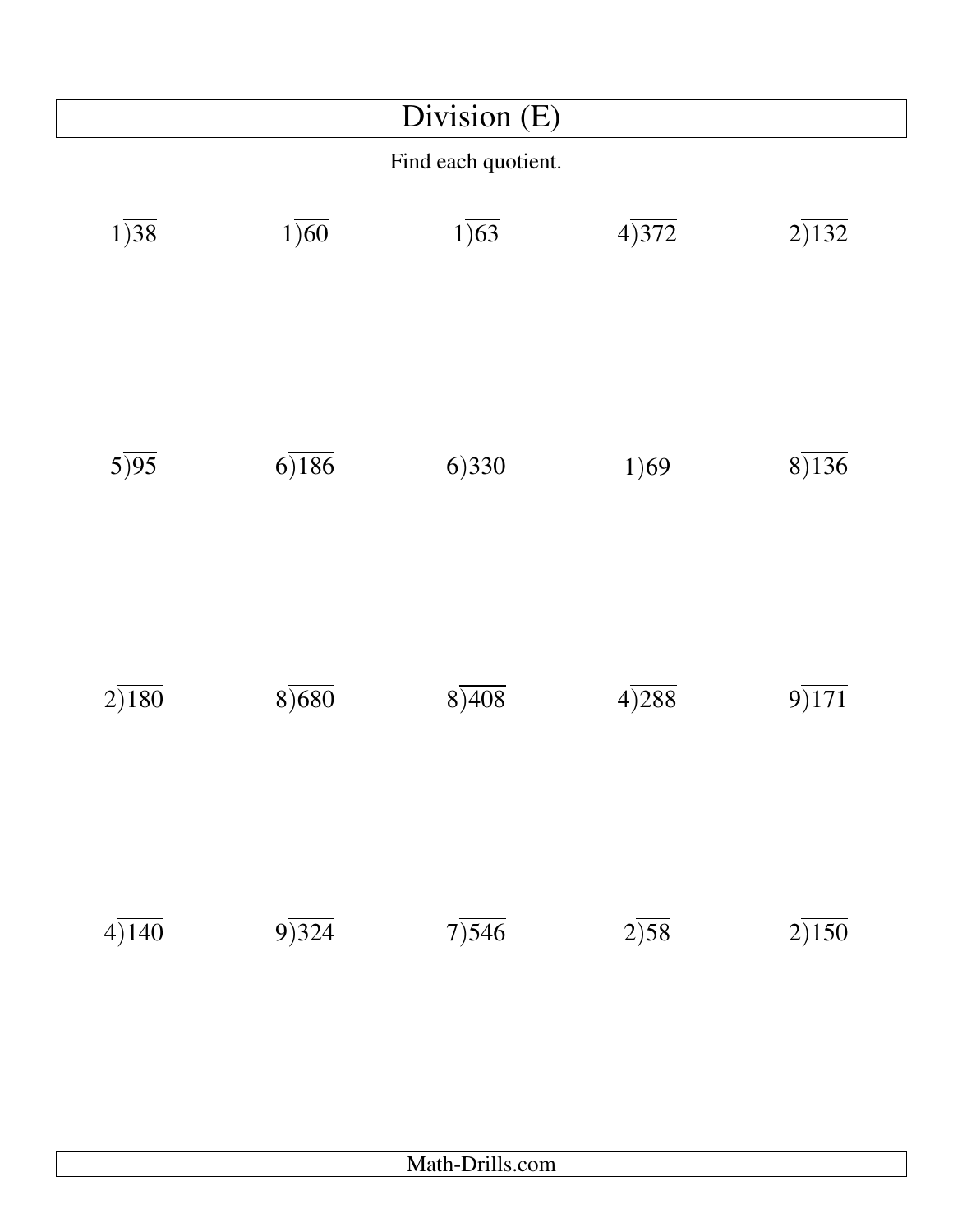# Division (E)

Find each quotient.

| | | | | |
|---|---|---|---|---|
| $1\overline{)38}$ | $1\overline{)60}$ | $1\overline{)63}$ | $4\overline{)372}$ | $2\overline{)132}$ |
| $5\overline{)95}$ | $6\overline{)186}$ | $6\overline{)330}$ | $1\overline{)69}$ | $8\overline{)136}$ |
| $2\overline{)180}$ | $8\overline{)680}$ | $8\overline{)408}$ | $4\overline{)288}$ | $9\overline{)171}$ |
| $4\overline{)140}$ | $9\overline{)324}$ | $7\overline{)546}$ | $2\overline{)58}$ | $2\overline{)150}$ |

Math-Drills.com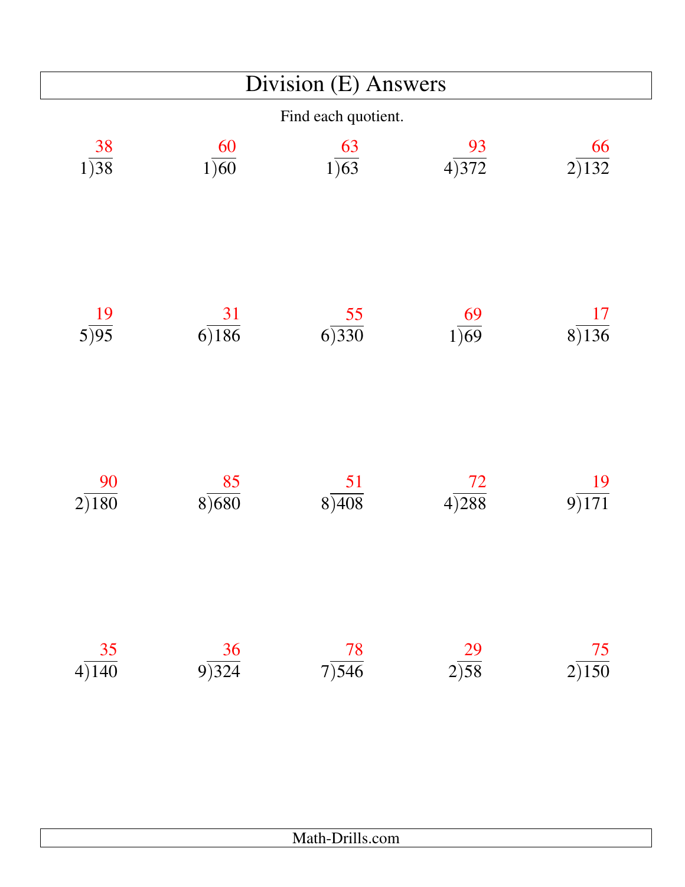# Division (E) Answers

Find each quotient.

| | | | | |
|---|---|---|---|---|
| $1\overline{)38}$ = 38 | $1\overline{)60}$ = 60 | $1\overline{)63}$ = 63 | $4\overline{)372}$ = 93 | $2\overline{)132}$ = 66 |
| $5\overline{)95}$ = 19 | $6\overline{)186}$ = 31 | $6\overline{)330}$ = 55 | $1\overline{)69}$ = 69 | $8\overline{)136}$ = 17 |
| $2\overline{)180}$ = 90 | $8\overline{)680}$ = 85 | $8\overline{)408}$ = 51 | $4\overline{)288}$ = 72 | $9\overline{)171}$ = 19 |
| $4\overline{)140}$ = 35 | $9\overline{)324}$ = 36 | $7\overline{)546}$ = 78 | $2\overline{)58}$ = 29 | $2\overline{)150}$ = 75 |

Math-Drills.com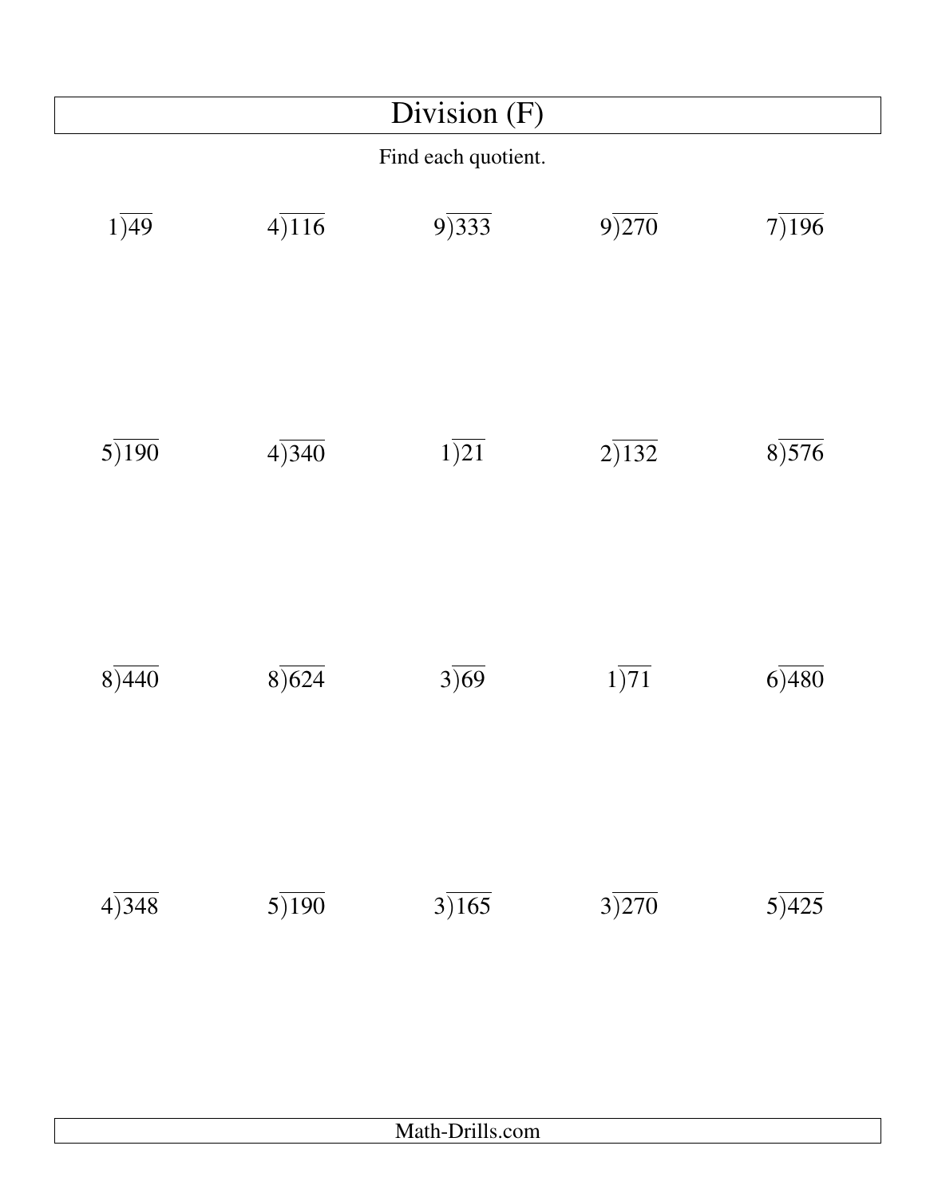# Division (F)

Find each quotient.

| | | | | |
|---|---|---|---|---|
| $1\overline{)49}$ | $4\overline{)116}$ | $9\overline{)333}$ | $9\overline{)270}$ | $7\overline{)196}$ |
| $5\overline{)190}$ | $4\overline{)340}$ | $1\overline{)21}$ | $2\overline{)132}$ | $8\overline{)576}$ |
| $8\overline{)440}$ | $8\overline{)624}$ | $3\overline{)69}$ | $1\overline{)71}$ | $6\overline{)480}$ |
| $4\overline{)348}$ | $5\overline{)190}$ | $3\overline{)165}$ | $3\overline{)270}$ | $5\overline{)425}$ |

Math-Drills.com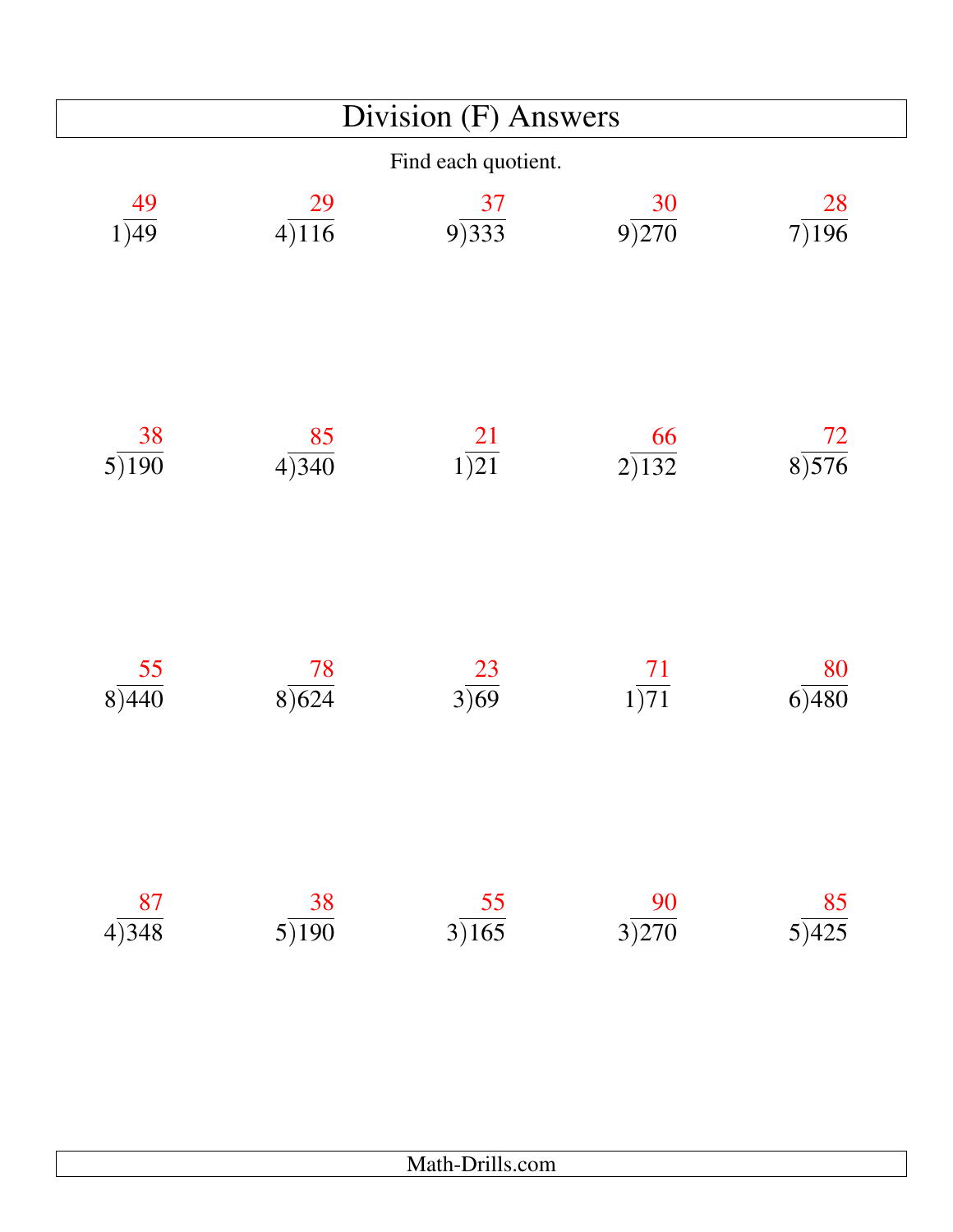# Division (F) Answers

Find each quotient.

| | | | | |
|---|---|---|---|---|
| $1\overline{)49}$ = 49 | $4\overline{)116}$ = 29 | $9\overline{)333}$ = 37 | $9\overline{)270}$ = 30 | $7\overline{)196}$ = 28 |
| $5\overline{)190}$ = 38 | $4\overline{)340}$ = 85 | $1\overline{)21}$ = 21 | $2\overline{)132}$ = 66 | $8\overline{)576}$ = 72 |
| $8\overline{)440}$ = 55 | $8\overline{)624}$ = 78 | $3\overline{)69}$ = 23 | $1\overline{)71}$ = 71 | $6\overline{)480}$ = 80 |
| $4\overline{)348}$ = 87 | $5\overline{)190}$ = 38 | $3\overline{)165}$ = 55 | $3\overline{)270}$ = 90 | $5\overline{)425}$ = 85 |

Math-Drills.com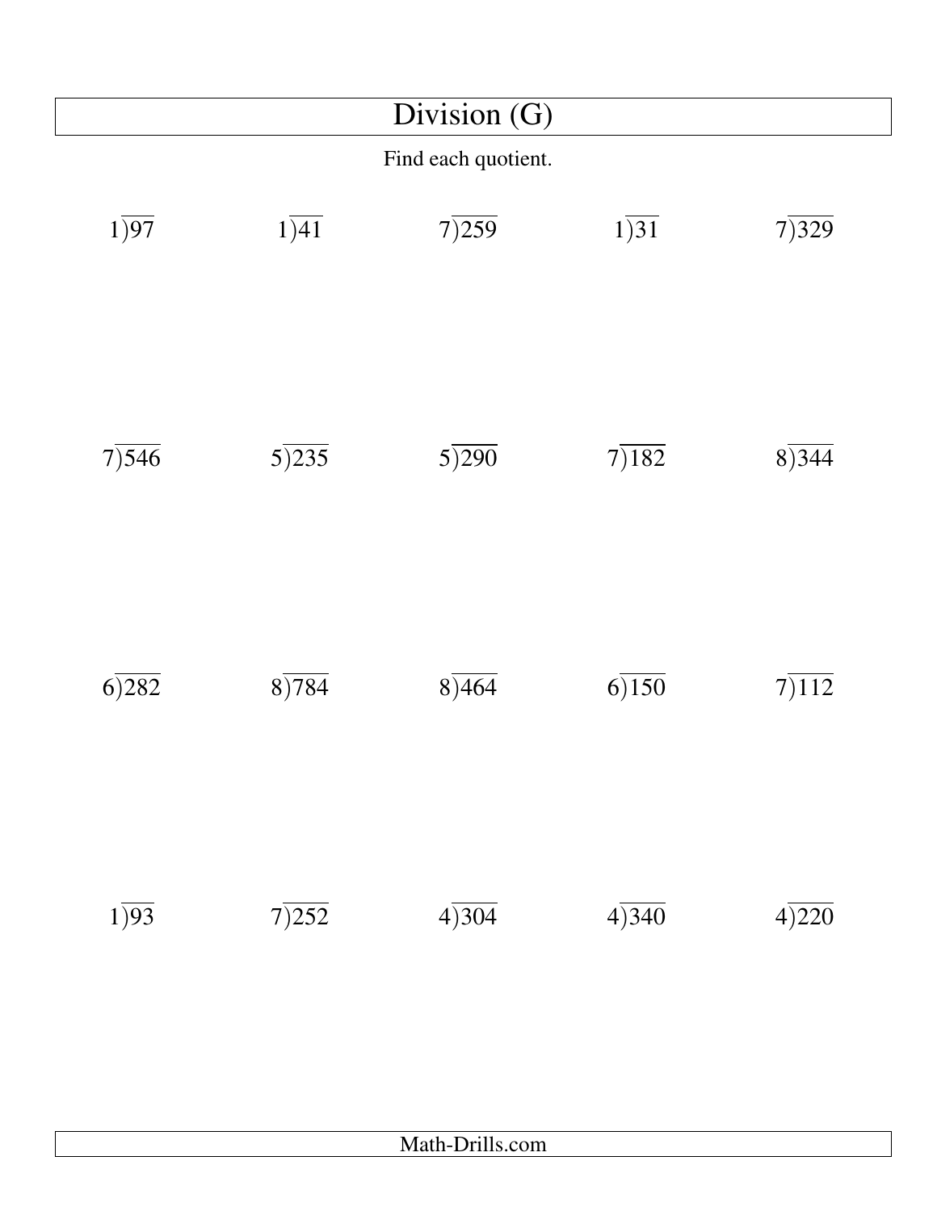# Division (G)

Find each quotient.

| | | | | |
|---|---|---|---|---|
| $1\overline{)97}$ | $1\overline{)41}$ | $7\overline{)259}$ | $1\overline{)31}$ | $7\overline{)329}$ |
| $7\overline{)546}$ | $5\overline{)235}$ | $5\overline{)290}$ | $7\overline{)182}$ | $8\overline{)344}$ |
| $6\overline{)282}$ | $8\overline{)784}$ | $8\overline{)464}$ | $6\overline{)150}$ | $7\overline{)112}$ |
| $1\overline{)93}$ | $7\overline{)252}$ | $4\overline{)304}$ | $4\overline{)340}$ | $4\overline{)220}$ |

Math-Drills.com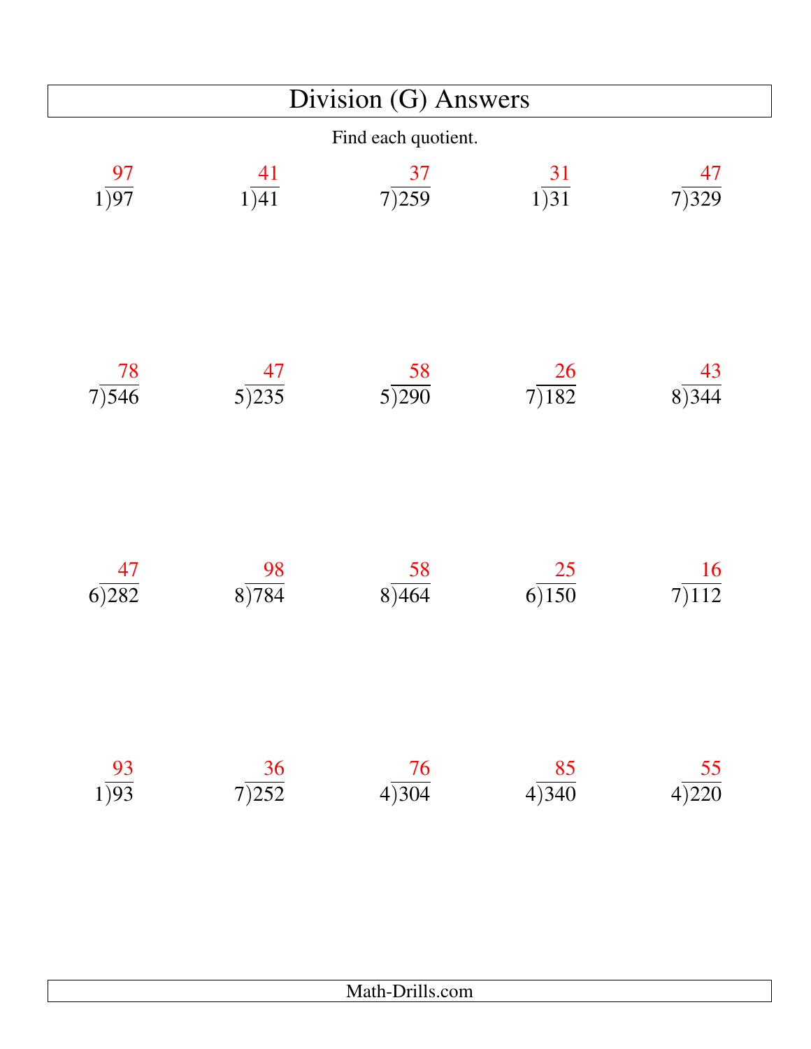# Division (G) Answers

Find each quotient.

| | | | | |
|---|---|---|---|---|
| $97 \div 1 = 97$ | $41 \div 1 = 41$ | $259 \div 7 = 37$ | $31 \div 1 = 31$ | $329 \div 7 = 47$ |
| $546 \div 7 = 78$ | $235 \div 5 = 47$ | $290 \div 5 = 58$ | $182 \div 7 = 26$ | $344 \div 8 = 43$ |
| $282 \div 6 = 47$ | $784 \div 8 = 98$ | $464 \div 8 = 58$ | $150 \div 6 = 25$ | $112 \div 7 = 16$ |
| $93 \div 1 = 93$ | $252 \div 7 = 36$ | $304 \div 4 = 76$ | $340 \div 4 = 85$ | $220 \div 4 = 55$ |

Math-Drills.com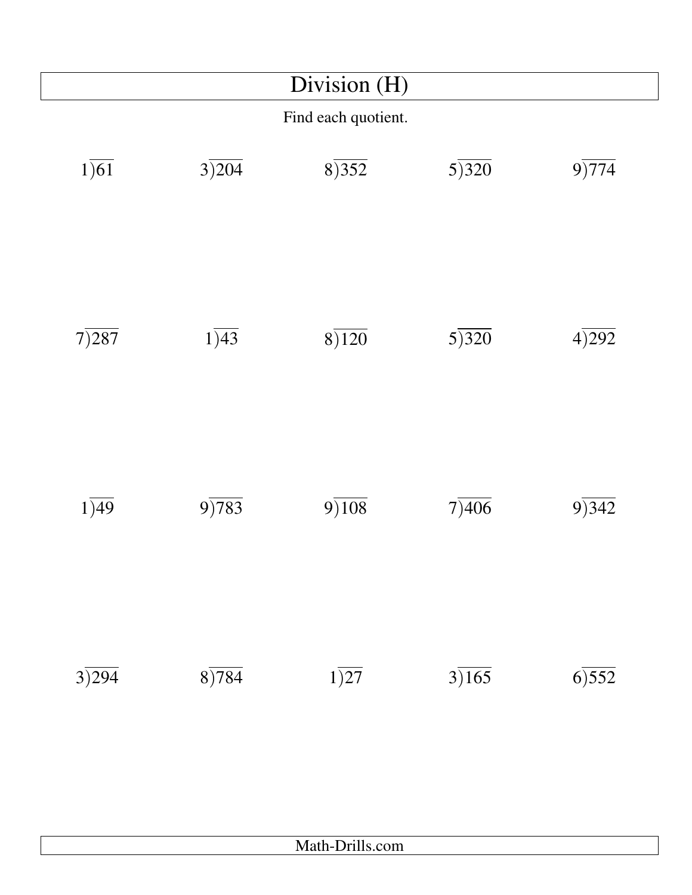# Division (H)

Find each quotient.

| | | | | |
|---|---|---|---|---|
| $1\overline{)61}$ | $3\overline{)204}$ | $8\overline{)352}$ | $5\overline{)320}$ | $9\overline{)774}$ |
| $7\overline{)287}$ | $1\overline{)43}$ | $8\overline{)120}$ | $5\overline{)320}$ | $4\overline{)292}$ |
| $1\overline{)49}$ | $9\overline{)783}$ | $9\overline{)108}$ | $7\overline{)406}$ | $9\overline{)342}$ |
| $3\overline{)294}$ | $8\overline{)784}$ | $1\overline{)27}$ | $3\overline{)165}$ | $6\overline{)552}$ |

Math-Drills.com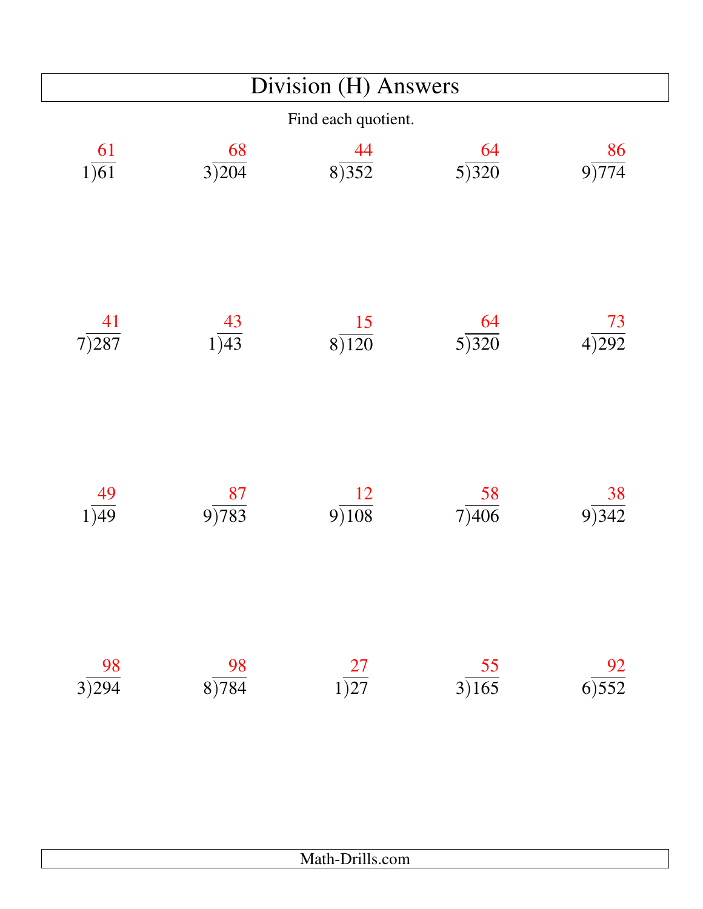# Division (H) Answers

Find each quotient.

| | | | | |
|---|---|---|---|---|
| $1\overline{)61}$ = 61 | $3\overline{)204}$ = 68 | $8\overline{)352}$ = 44 | $5\overline{)320}$ = 64 | $9\overline{)774}$ = 86 |
| $7\overline{)287}$ = 41 | $1\overline{)43}$ = 43 | $8\overline{)120}$ = 15 | $5\overline{)320}$ = 64 | $4\overline{)292}$ = 73 |
| $1\overline{)49}$ = 49 | $9\overline{)783}$ = 87 | $9\overline{)108}$ = 12 | $7\overline{)406}$ = 58 | $9\overline{)342}$ = 38 |
| $3\overline{)294}$ = 98 | $8\overline{)784}$ = 98 | $1\overline{)27}$ = 27 | $3\overline{)165}$ = 55 | $6\overline{)552}$ = 92 |

Math-Drills.com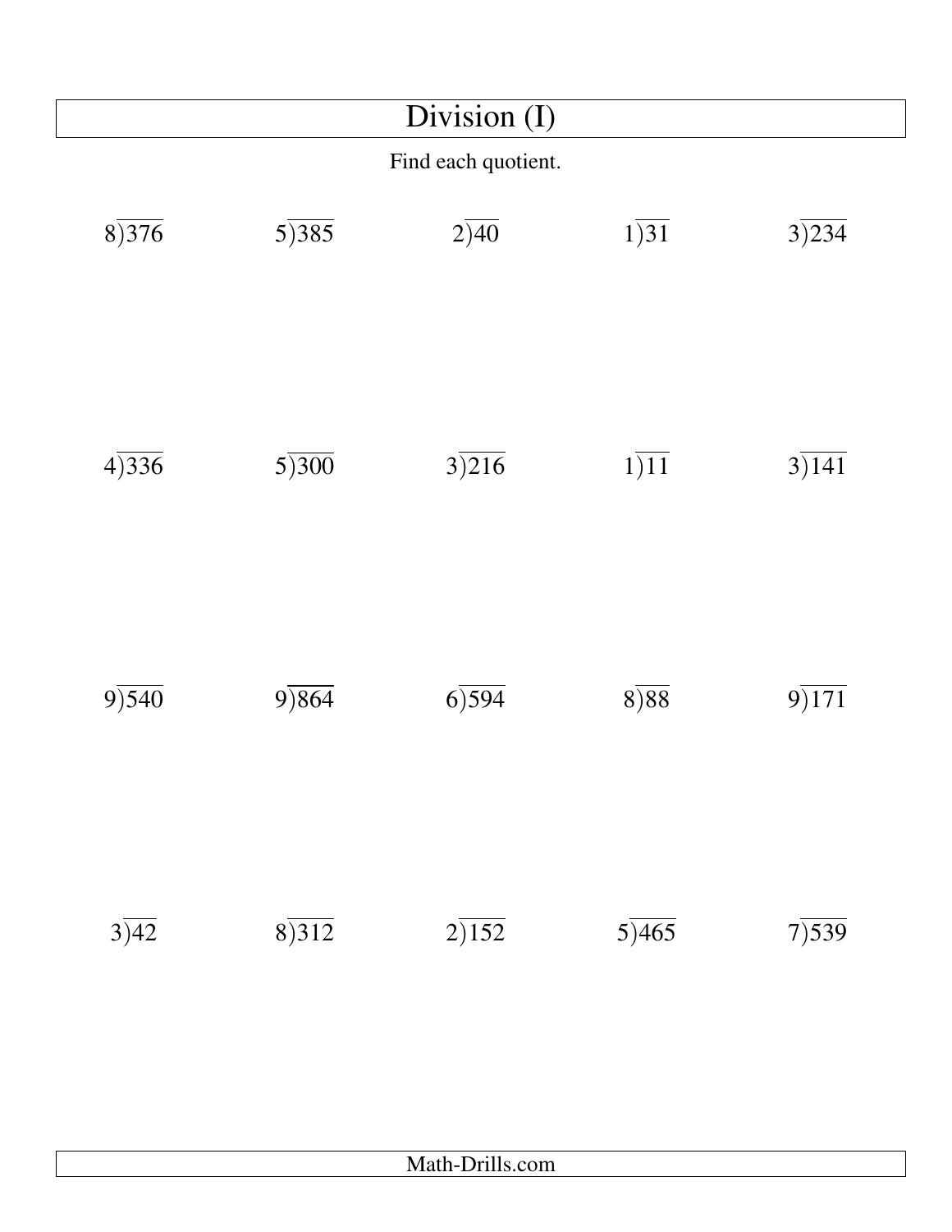# Division (I)

Find each quotient.

| | | | | |
|---|---|---|---|---|
| $8\overline{)376}$ | $5\overline{)385}$ | $2\overline{)40}$ | $1\overline{)31}$ | $3\overline{)234}$ |
| $4\overline{)336}$ | $5\overline{)300}$ | $3\overline{)216}$ | $1\overline{)11}$ | $3\overline{)141}$ |
| $9\overline{)540}$ | $9\overline{)864}$ | $6\overline{)594}$ | $8\overline{)88}$ | $9\overline{)171}$ |
| $3\overline{)42}$ | $8\overline{)312}$ | $2\overline{)152}$ | $5\overline{)465}$ | $7\overline{)539}$ |

Math-Drills.com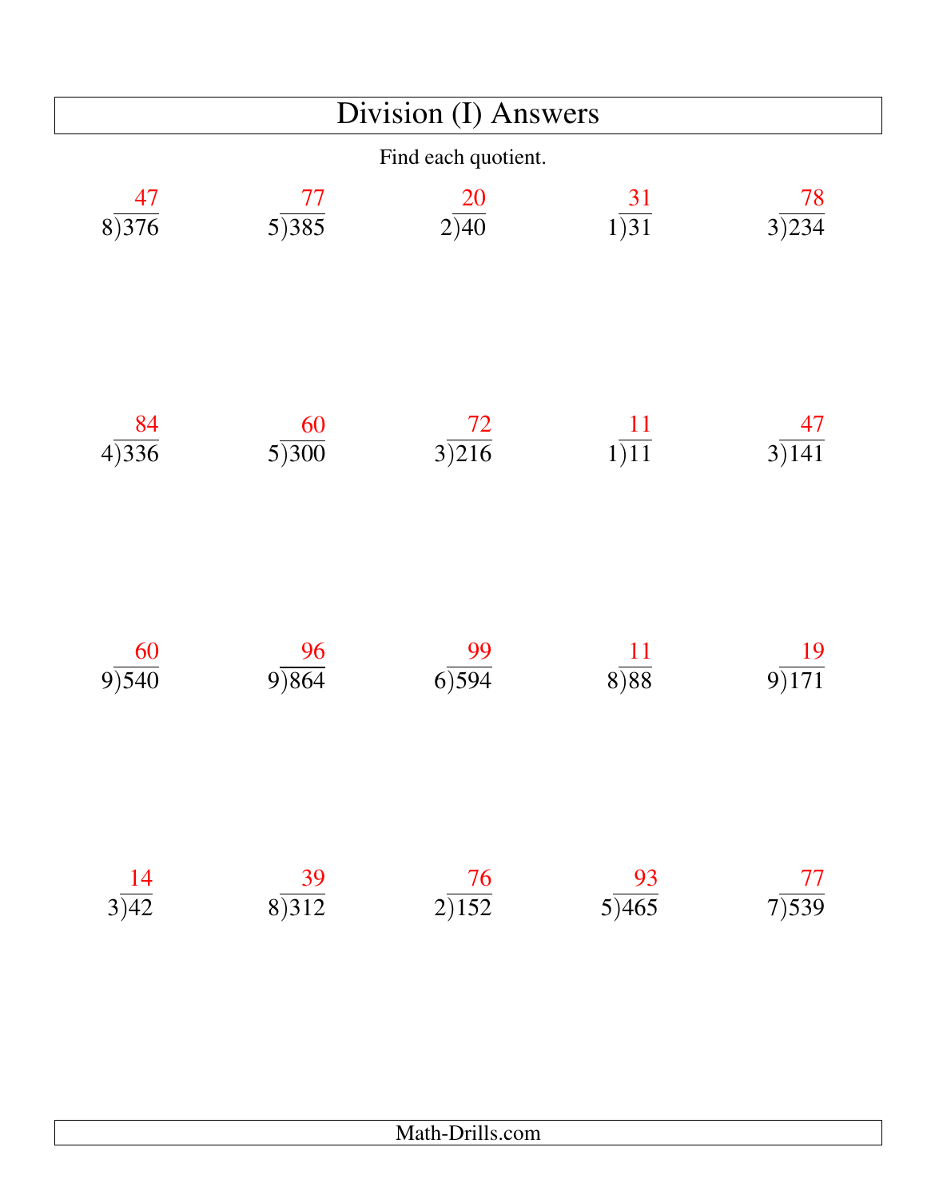# Division (I) Answers

Find each quotient.

| | | | | |
|---|---|---|---|---|
| $376 \div 8 = 47$ | $385 \div 5 = 77$ | $40 \div 2 = 20$ | $31 \div 1 = 31$ | $234 \div 3 = 78$ |
| $336 \div 4 = 84$ | $300 \div 5 = 60$ | $216 \div 3 = 72$ | $11 \div 1 = 11$ | $141 \div 3 = 47$ |
| $540 \div 9 = 60$ | $864 \div 9 = 96$ | $594 \div 6 = 99$ | $88 \div 8 = 11$ | $171 \div 9 = 19$ |
| $42 \div 3 = 14$ | $312 \div 8 = 39$ | $152 \div 2 = 76$ | $465 \div 5 = 93$ | $539 \div 7 = 77$ |

Math-Drills.com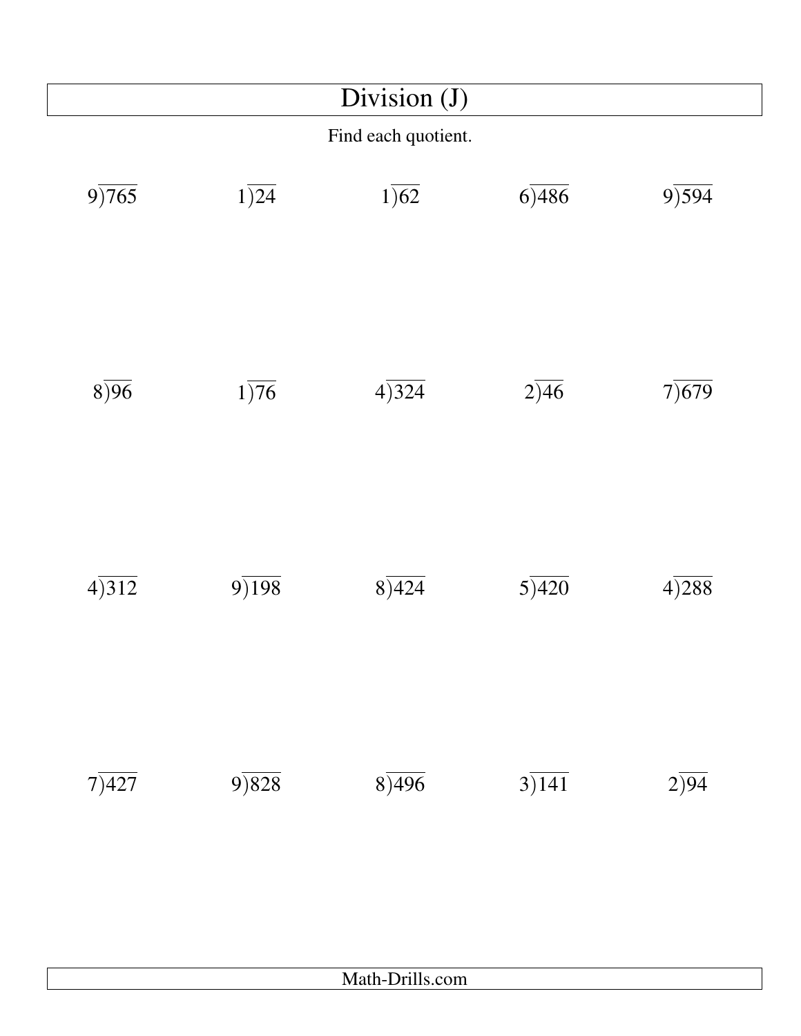# Division (J)

Find each quotient.

| | | | | |
|---|---|---|---|---|
| $9\overline{)765}$ | $1\overline{)24}$ | $1\overline{)62}$ | $6\overline{)486}$ | $9\overline{)594}$ |
| $8\overline{)96}$ | $1\overline{)76}$ | $4\overline{)324}$ | $2\overline{)46}$ | $7\overline{)679}$ |
| $4\overline{)312}$ | $9\overline{)198}$ | $8\overline{)424}$ | $5\overline{)420}$ | $4\overline{)288}$ |
| $7\overline{)427}$ | $9\overline{)828}$ | $8\overline{)496}$ | $3\overline{)141}$ | $2\overline{)94}$ |

Math-Drills.com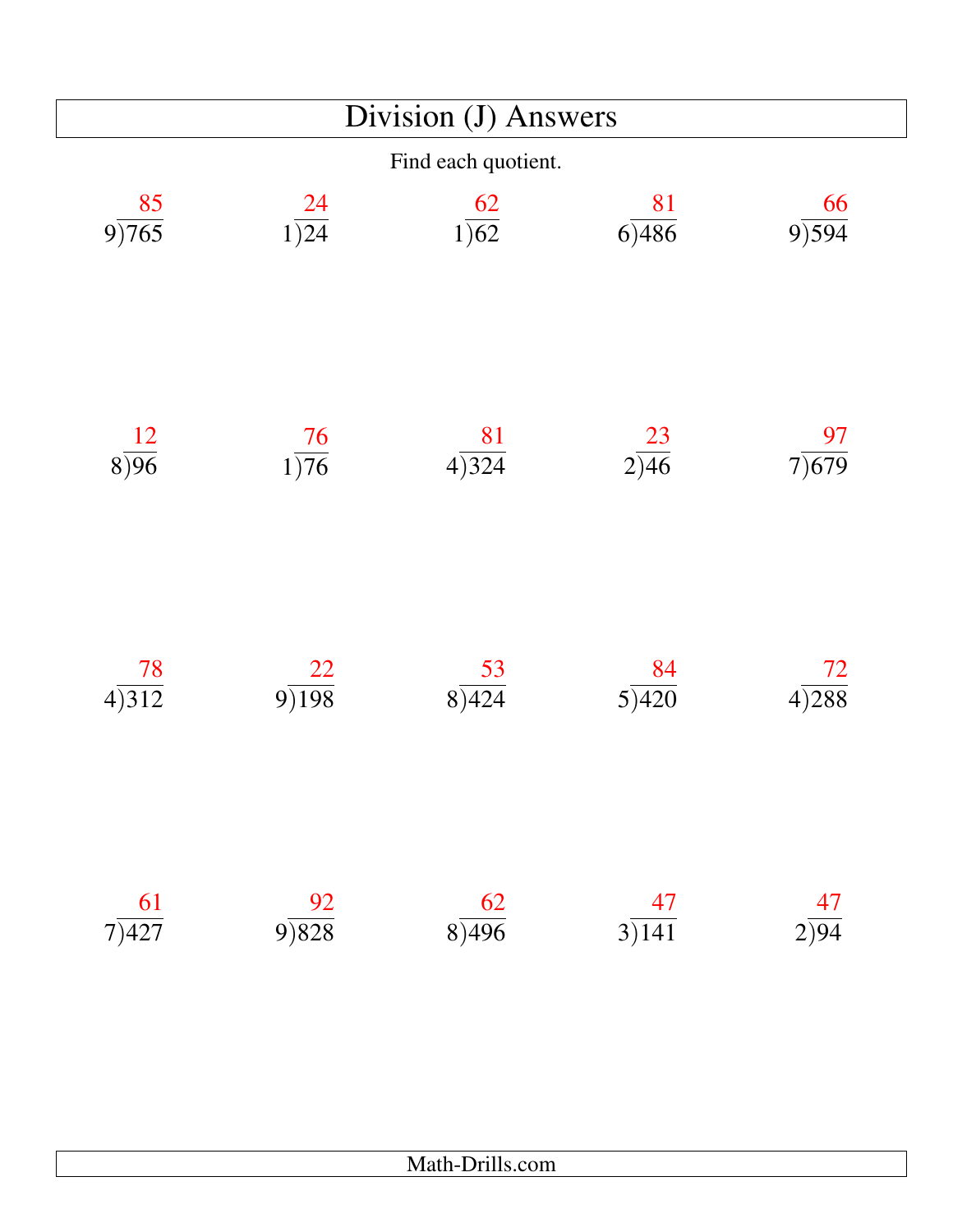# Division (J) Answers

Find each quotient.

| | | | | |
|---|---|---|---|---|
| $9\overline{)765}$ = 85 | $1\overline{)24}$ = 24 | $1\overline{)62}$ = 62 | $6\overline{)486}$ = 81 | $9\overline{)594}$ = 66 |
| $8\overline{)96}$ = 12 | $1\overline{)76}$ = 76 | $4\overline{)324}$ = 81 | $2\overline{)46}$ = 23 | $7\overline{)679}$ = 97 |
| $4\overline{)312}$ = 78 | $9\overline{)198}$ = 22 | $8\overline{)424}$ = 53 | $5\overline{)420}$ = 84 | $4\overline{)288}$ = 72 |
| $7\overline{)427}$ = 61 | $9\overline{)828}$ = 92 | $8\overline{)496}$ = 62 | $3\overline{)141}$ = 47 | $2\overline{)94}$ = 47 |

Math-Drills.com